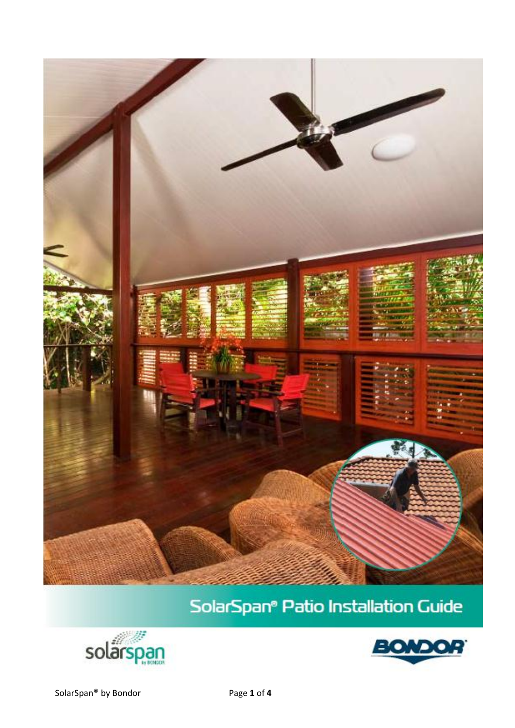# SolarSpan® Patio Installation Guide

solarspan by BONDOR

BONDOR

SolarSpan® by Bondor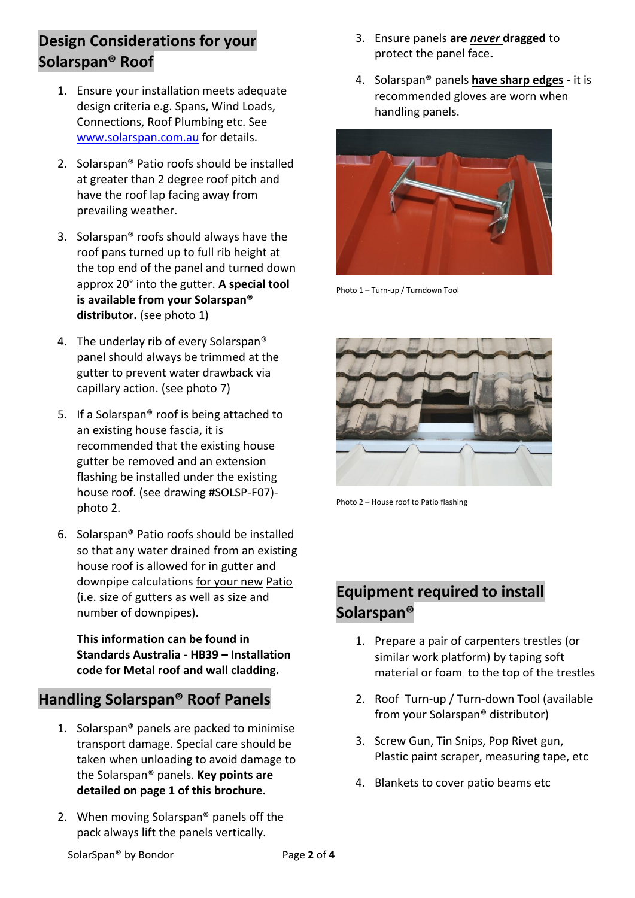## Design Considerations for your Solarspan® Roof

1. Ensure your installation meets adequate design criteria e.g. Spans, Wind Loads, Connections, Roof Plumbing etc. See www.solarspan.com.au for details.

2. Solarspan® Patio roofs should be installed at greater than 2 degree roof pitch and have the roof lap facing away from prevailing weather.

3. Solarspan® roofs should always have the roof pans turned up to full rib height at the top end of the panel and turned down approx 20° into the gutter. **A special tool is available from your Solarspan® distributor.** (see photo 1)

4. The underlay rib of every Solarspan® panel should always be trimmed at the gutter to prevent water drawback via capillary action. (see photo 7)

5. If a Solarspan® roof is being attached to an existing house fascia, it is recommended that the existing house gutter be removed and an extension flashing be installed under the existing house roof. (see drawing #SOLSP-F07)- photo 2.

6. Solarspan® Patio roofs should be installed so that any water drained from an existing house roof is allowed for in gutter and downpipe calculations for your new Patio (i.e. size of gutters as well as size and number of downpipes).

   **This information can be found in Standards Australia - HB39 – Installation code for Metal roof and wall cladding.**

## Handling Solarspan® Roof Panels

1. Solarspan® panels are packed to minimise transport damage. Special care should be taken when unloading to avoid damage to the Solarspan® panels. **Key points are detailed on page 1 of this brochure.**

2. When moving Solarspan® panels off the pack always lift the panels vertically.

3. Ensure panels **are *never* dragged** to protect the panel face**.**

4. Solarspan® panels **have sharp edges** - it is recommended gloves are worn when handling panels.

Photo 1 – Turn-up / Turndown Tool

Photo 2 – House roof to Patio flashing

## Equipment required to install Solarspan®

1. Prepare a pair of carpenters trestles (or similar work platform) by taping soft material or foam to the top of the trestles

2. Roof Turn-up / Turn-down Tool (available from your Solarspan® distributor)

3. Screw Gun, Tin Snips, Pop Rivet gun, Plastic paint scraper, measuring tape, etc

4. Blankets to cover patio beams etc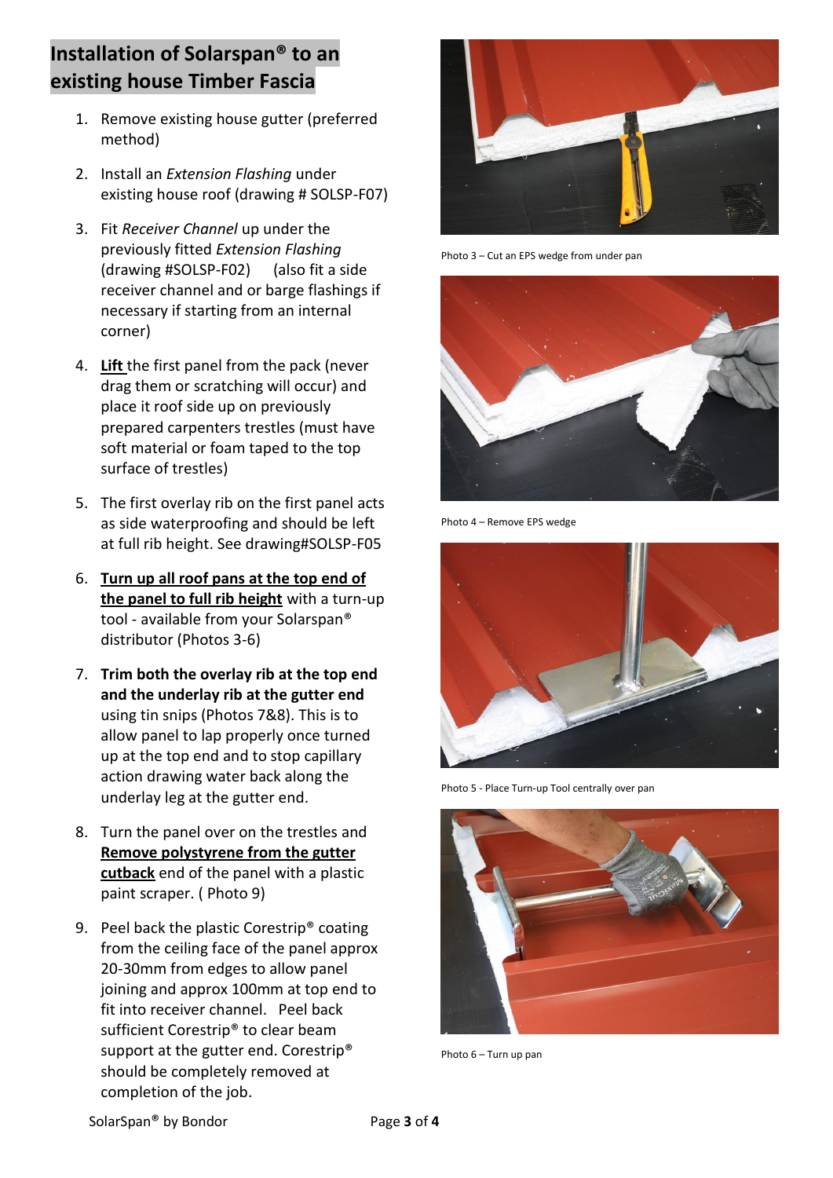## Installation of Solarspan® to an existing house Timber Fascia

1. Remove existing house gutter (preferred method)

2. Install an *Extension Flashing* under existing house roof (drawing # SOLSP-F07)

3. Fit *Receiver Channel* up under the previously fitted *Extension Flashing* (drawing #SOLSP-F02) (also fit a side receiver channel and or barge flashings if necessary if starting from an internal corner)

4. **<u>Lift</u>** the first panel from the pack (never drag them or scratching will occur) and place it roof side up on previously prepared carpenters trestles (must have soft material or foam taped to the top surface of trestles)

5. The first overlay rib on the first panel acts as side waterproofing and should be left at full rib height. See drawing#SOLSP-F05

6. **<u>Turn up all roof pans at the top end of the panel to full rib height</u>** with a turn-up tool - available from your Solarspan® distributor (Photos 3-6)

7. **Trim both the overlay rib at the top end and the underlay rib at the gutter end** using tin snips (Photos 7&8). This is to allow panel to lap properly once turned up at the top end and to stop capillary action drawing water back along the underlay leg at the gutter end.

8. Turn the panel over on the trestles and **<u>Remove polystyrene from the gutter cutback</u>** end of the panel with a plastic paint scraper. ( Photo 9)

9. Peel back the plastic Corestrip® coating from the ceiling face of the panel approx 20-30mm from edges to allow panel joining and approx 100mm at top end to fit into receiver channel. Peel back sufficient Corestrip® to clear beam support at the gutter end. Corestrip® should be completely removed at completion of the job.

Photo 3 – Cut an EPS wedge from under pan

Photo 4 – Remove EPS wedge

Photo 5 - Place Turn-up Tool centrally over pan

Photo 6 – Turn up pan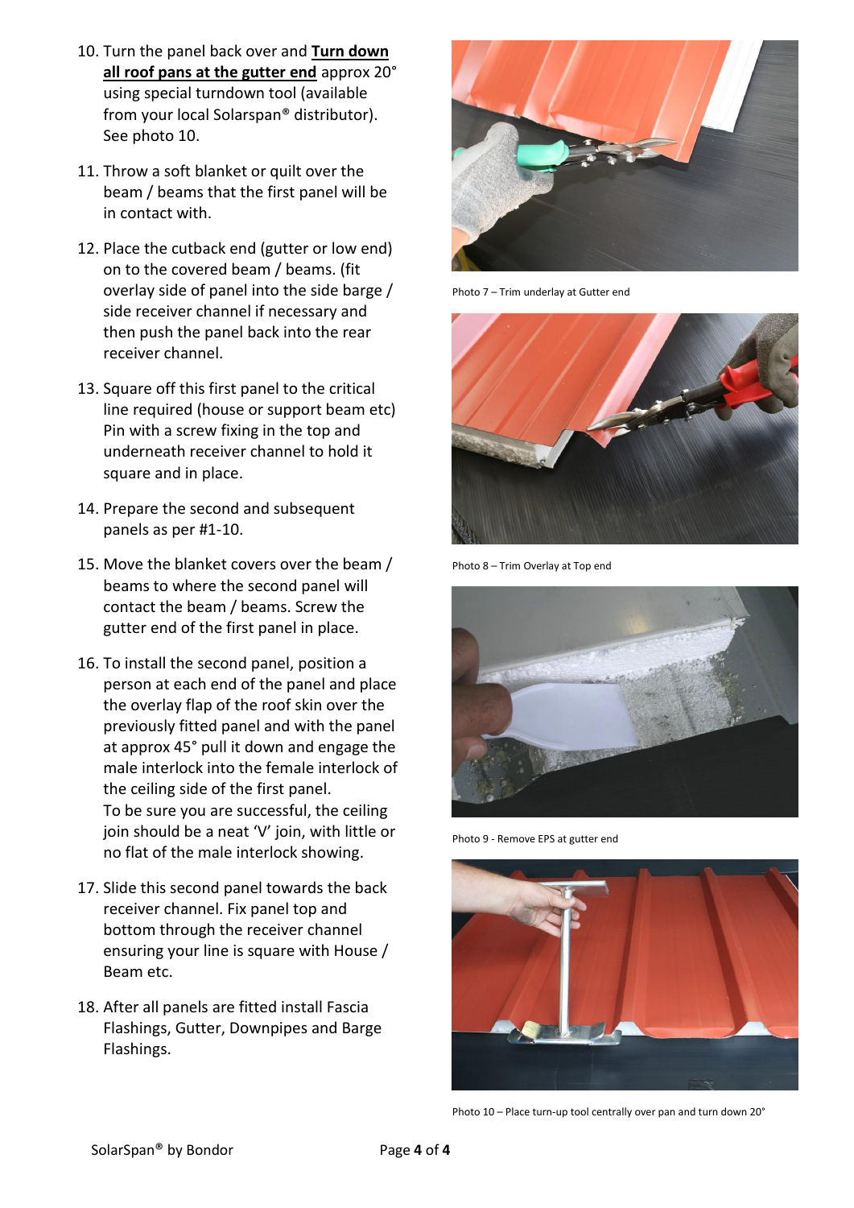10. Turn the panel back over and **Turn down all roof pans at the gutter end** approx 20° using special turndown tool (available from your local Solarspan® distributor). See photo 10.

11. Throw a soft blanket or quilt over the beam / beams that the first panel will be in contact with.

12. Place the cutback end (gutter or low end) on to the covered beam / beams. (fit overlay side of panel into the side barge / side receiver channel if necessary and then push the panel back into the rear receiver channel.

13. Square off this first panel to the critical line required (house or support beam etc) Pin with a screw fixing in the top and underneath receiver channel to hold it square and in place.

14. Prepare the second and subsequent panels as per #1-10.

15. Move the blanket covers over the beam / beams to where the second panel will contact the beam / beams. Screw the gutter end of the first panel in place.

16. To install the second panel, position a person at each end of the panel and place the overlay flap of the roof skin over the previously fitted panel and with the panel at approx 45° pull it down and engage the male interlock into the female interlock of the ceiling side of the first panel.
To be sure you are successful, the ceiling join should be a neat 'V' join, with little or no flat of the male interlock showing.

17. Slide this second panel towards the back receiver channel. Fix panel top and bottom through the receiver channel ensuring your line is square with House / Beam etc.

18. After all panels are fitted install Fascia Flashings, Gutter, Downpipes and Barge Flashings.

Photo 7 – Trim underlay at Gutter end

Photo 8 – Trim Overlay at Top end

Photo 9 - Remove EPS at gutter end

Photo 10 – Place turn-up tool centrally over pan and turn down 20°

SolarSpan® by Bondor